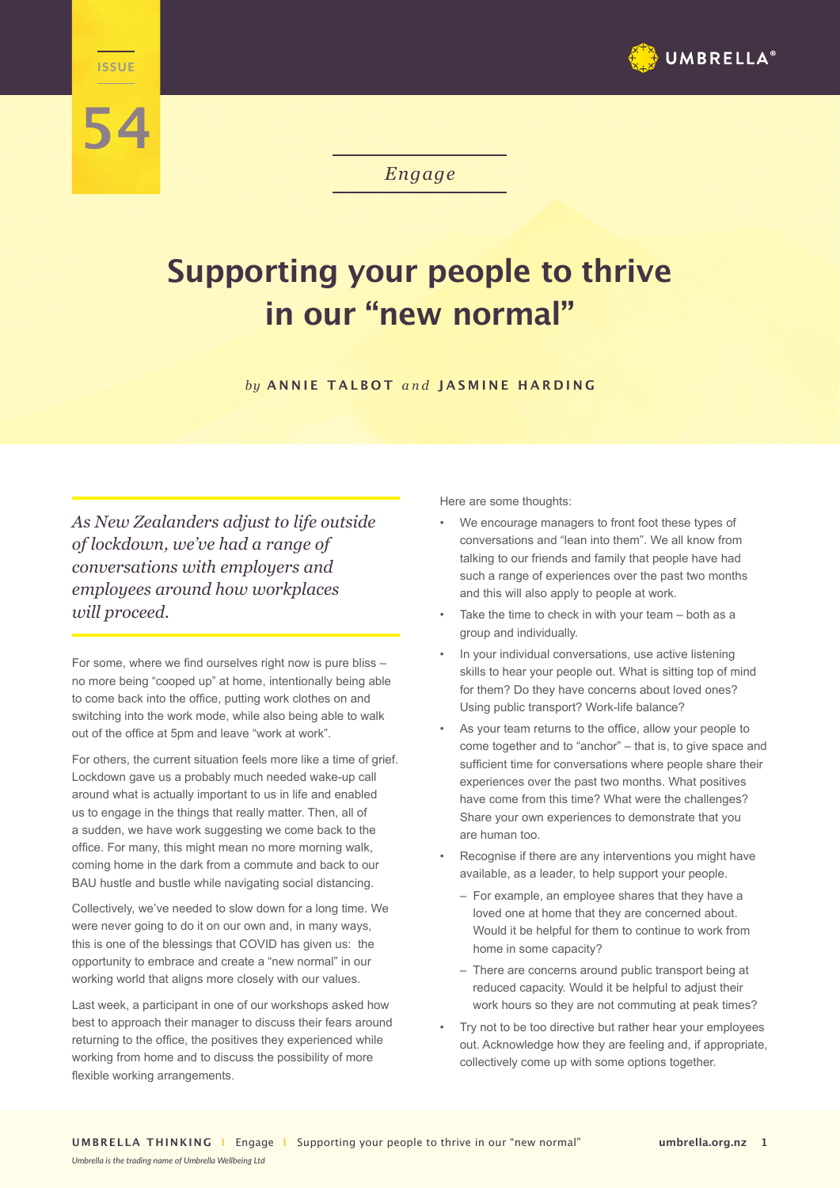ISSUE

54

Engage

# Supporting your people to thrive in our "new normal"

*by* **ANNIE TALBOT** *and* **JASMINE HARDING**

*As New Zealanders adjust to life outside of lockdown, we've had a range of conversations with employers and employees around how workplaces will proceed.*

For some, where we find ourselves right now is pure bliss – no more being "cooped up" at home, intentionally being able to come back into the office, putting work clothes on and switching into the work mode, while also being able to walk out of the office at 5pm and leave "work at work".

For others, the current situation feels more like a time of grief. Lockdown gave us a probably much needed wake-up call around what is actually important to us in life and enabled us to engage in the things that really matter. Then, all of a sudden, we have work suggesting we come back to the office. For many, this might mean no more morning walk, coming home in the dark from a commute and back to our BAU hustle and bustle while navigating social distancing.

Collectively, we've needed to slow down for a long time. We were never going to do it on our own and, in many ways, this is one of the blessings that COVID has given us: the opportunity to embrace and create a "new normal" in our working world that aligns more closely with our values.

Last week, a participant in one of our workshops asked how best to approach their manager to discuss their fears around returning to the office, the positives they experienced while working from home and to discuss the possibility of more flexible working arrangements.

Here are some thoughts:

- We encourage managers to front foot these types of conversations and "lean into them". We all know from talking to our friends and family that people have had such a range of experiences over the past two months and this will also apply to people at work.
- Take the time to check in with your team – both as a group and individually.
- In your individual conversations, use active listening skills to hear your people out. What is sitting top of mind for them? Do they have concerns about loved ones? Using public transport? Work-life balance?
- As your team returns to the office, allow your people to come together and to "anchor" – that is, to give space and sufficient time for conversations where people share their experiences over the past two months. What positives have come from this time? What were the challenges? Share your own experiences to demonstrate that you are human too.
- Recognise if there are any interventions you might have available, as a leader, to help support your people.
  - For example, an employee shares that they have a loved one at home that they are concerned about. Would it be helpful for them to continue to work from home in some capacity?
  - There are concerns around public transport being at reduced capacity. Would it be helpful to adjust their work hours so they are not commuting at peak times?
- Try not to be too directive but rather hear your employees out. Acknowledge how they are feeling and, if appropriate, collectively come up with some options together.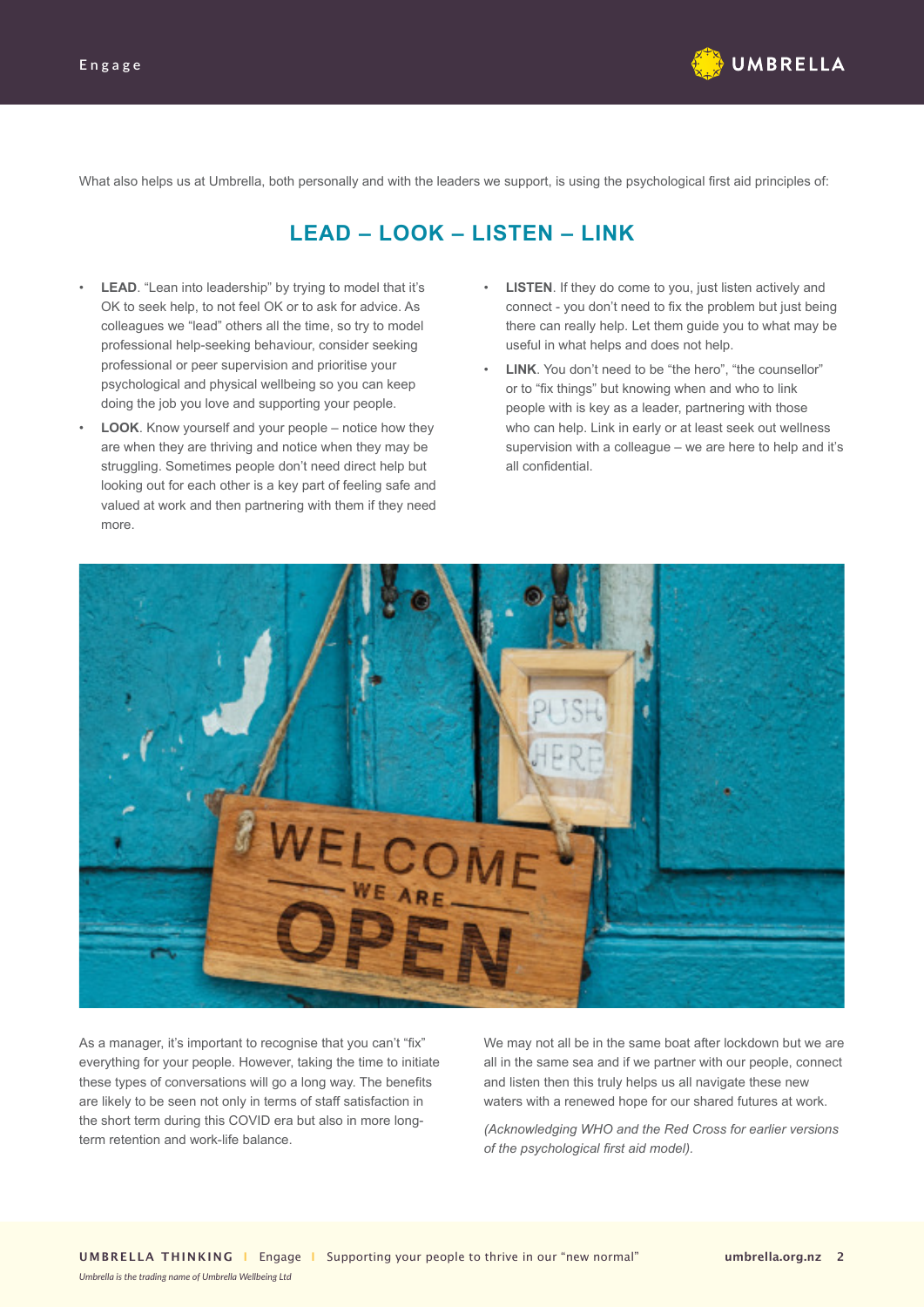What also helps us at Umbrella, both personally and with the leaders we support, is using the psychological first aid principles of:

## LEAD – LOOK – LISTEN – LINK

- **LEAD**. "Lean into leadership" by trying to model that it's OK to seek help, to not feel OK or to ask for advice. As colleagues we "lead" others all the time, so try to model professional help-seeking behaviour, consider seeking professional or peer supervision and prioritise your psychological and physical wellbeing so you can keep doing the job you love and supporting your people.
- **LOOK**. Know yourself and your people – notice how they are when they are thriving and notice when they may be struggling. Sometimes people don't need direct help but looking out for each other is a key part of feeling safe and valued at work and then partnering with them if they need more.
- **LISTEN**. If they do come to you, just listen actively and connect - you don't need to fix the problem but just being there can really help. Let them guide you to what may be useful in what helps and does not help.
- **LINK**. You don't need to be "the hero", "the counsellor" or to "fix things" but knowing when and who to link people with is key as a leader, partnering with those who can help. Link in early or at least seek out wellness supervision with a colleague – we are here to help and it's all confidential.

As a manager, it's important to recognise that you can't "fix" everything for your people. However, taking the time to initiate these types of conversations will go a long way. The benefits are likely to be seen not only in terms of staff satisfaction in the short term during this COVID era but also in more long-term retention and work-life balance.

We may not all be in the same boat after lockdown but we are all in the same sea and if we partner with our people, connect and listen then this truly helps us all navigate these new waters with a renewed hope for our shared futures at work.

*(Acknowledging WHO and the Red Cross for earlier versions of the psychological first aid model).*

*Umbrella is the trading name of Umbrella Wellbeing Ltd*